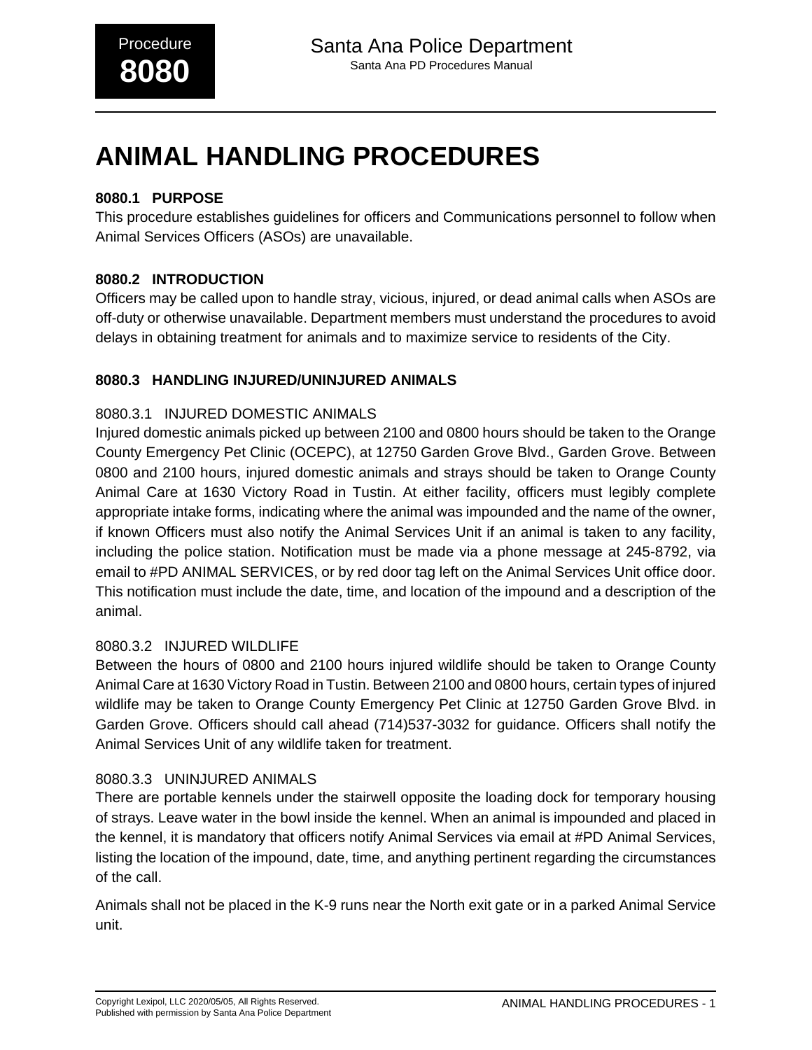# ANIMAL HANDLING PROCEDURES

### 8080.1 PURPOSE

This procedure establishes guidelines for officers and Communications personnel to follow when Animal Services Officers (ASOs) are unavailable.

### 8080.2 INTRODUCTION

Officers may be called upon to handle stray, vicious, injured, or dead animal calls when ASOs are off-duty or otherwise unavailable. Department members must understand the procedures to avoid delays in obtaining treatment for animals and to maximize service to residents of the City.

### 8080.3 HANDLING INJURED/UNINJURED ANIMALS

#### 8080.3.1 INJURED DOMESTIC ANIMALS

Injured domestic animals picked up between 2100 and 0800 hours should be taken to the Orange County Emergency Pet Clinic (OCEPC), at 12750 Garden Grove Blvd., Garden Grove. Between 0800 and 2100 hours, injured domestic animals and strays should be taken to Orange County Animal Care at 1630 Victory Road in Tustin. At either facility, officers must legibly complete appropriate intake forms, indicating where the animal was impounded and the name of the owner, if known Officers must also notify the Animal Services Unit if an animal is taken to any facility, including the police station. Notification must be made via a phone message at 245-8792, via email to #PD ANIMAL SERVICES, or by red door tag left on the Animal Services Unit office door. This notification must include the date, time, and location of the impound and a description of the animal.

#### 8080.3.2 INJURED WILDLIFE

Between the hours of 0800 and 2100 hours injured wildlife should be taken to Orange County Animal Care at 1630 Victory Road in Tustin. Between 2100 and 0800 hours, certain types of injured wildlife may be taken to Orange County Emergency Pet Clinic at 12750 Garden Grove Blvd. in Garden Grove. Officers should call ahead (714)537-3032 for guidance. Officers shall notify the Animal Services Unit of any wildlife taken for treatment.

#### 8080.3.3 UNINJURED ANIMALS

There are portable kennels under the stairwell opposite the loading dock for temporary housing of strays. Leave water in the bowl inside the kennel. When an animal is impounded and placed in the kennel, it is mandatory that officers notify Animal Services via email at #PD Animal Services, listing the location of the impound, date, time, and anything pertinent regarding the circumstances of the call.

Animals shall not be placed in the K-9 runs near the North exit gate or in a parked Animal Service unit.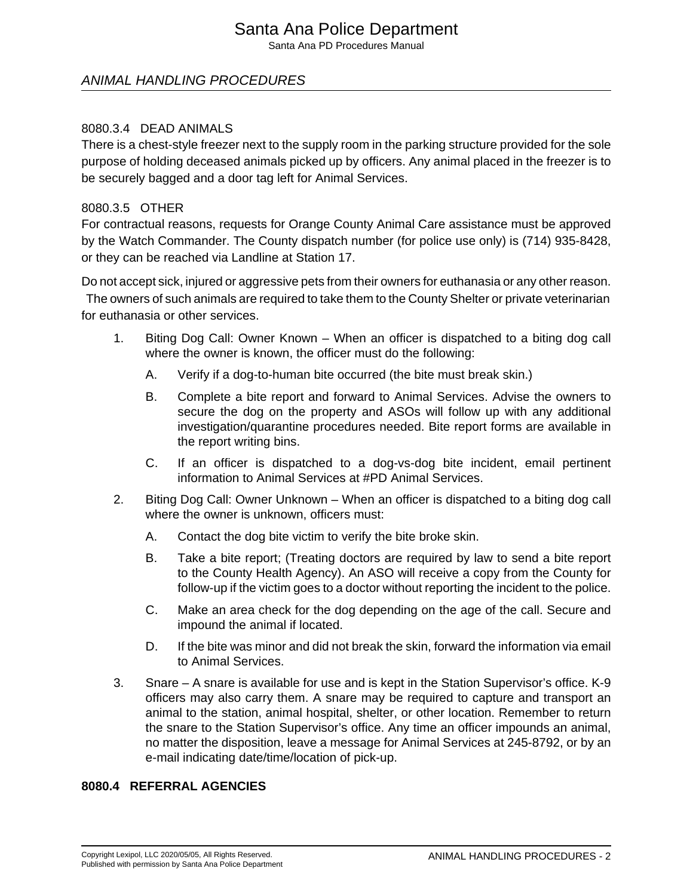## ANIMAL HANDLING PROCEDURES

### 8080.3.4 DEAD ANIMALS

There is a chest-style freezer next to the supply room in the parking structure provided for the sole purpose of holding deceased animals picked up by officers. Any animal placed in the freezer is to be securely bagged and a door tag left for Animal Services.

### 8080.3.5 OTHER

For contractual reasons, requests for Orange County Animal Care assistance must be approved by the Watch Commander. The County dispatch number (for police use only) is (714) 935-8428, or they can be reached via Landline at Station 17.

Do not accept sick, injured or aggressive pets from their owners for euthanasia or any other reason. The owners of such animals are required to take them to the County Shelter or private veterinarian for euthanasia or other services.

1. Biting Dog Call: Owner Known – When an officer is dispatched to a biting dog call where the owner is known, the officer must do the following:
    A. Verify if a dog-to-human bite occurred (the bite must break skin.)
    B. Complete a bite report and forward to Animal Services. Advise the owners to secure the dog on the property and ASOs will follow up with any additional investigation/quarantine procedures needed. Bite report forms are available in the report writing bins.
    C. If an officer is dispatched to a dog-vs-dog bite incident, email pertinent information to Animal Services at #PD Animal Services.
2. Biting Dog Call: Owner Unknown – When an officer is dispatched to a biting dog call where the owner is unknown, officers must:
    A. Contact the dog bite victim to verify the bite broke skin.
    B. Take a bite report; (Treating doctors are required by law to send a bite report to the County Health Agency). An ASO will receive a copy from the County for follow-up if the victim goes to a doctor without reporting the incident to the police.
    C. Make an area check for the dog depending on the age of the call. Secure and impound the animal if located.
    D. If the bite was minor and did not break the skin, forward the information via email to Animal Services.
3. Snare – A snare is available for use and is kept in the Station Supervisor's office. K-9 officers may also carry them. A snare may be required to capture and transport an animal to the station, animal hospital, shelter, or other location. Remember to return the snare to the Station Supervisor's office. Any time an officer impounds an animal, no matter the disposition, leave a message for Animal Services at 245-8792, or by an e-mail indicating date/time/location of pick-up.

## 8080.4 REFERRAL AGENCIES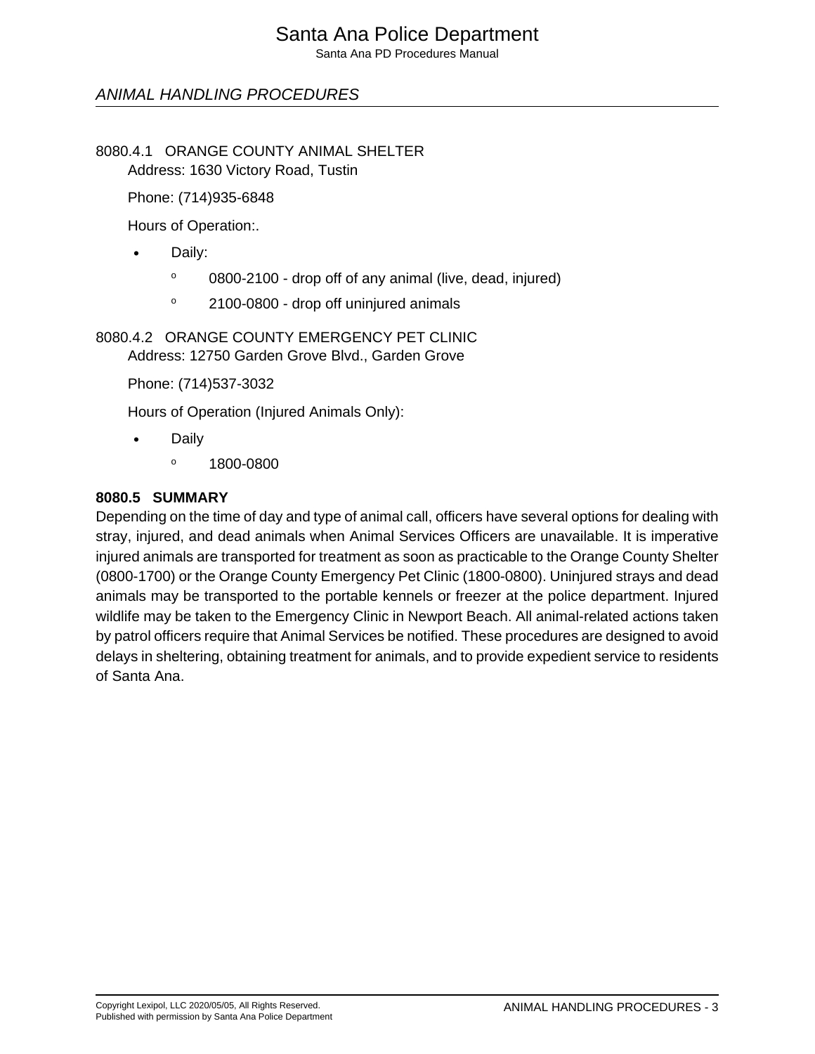#### 8080.4.1 ORANGE COUNTY ANIMAL SHELTER

Address: 1630 Victory Road, Tustin

Phone: (714)935-6848

Hours of Operation:.

- Daily:
  - 0800-2100 - drop off of any animal (live, dead, injured)
  - 2100-0800 - drop off uninjured animals

#### 8080.4.2 ORANGE COUNTY EMERGENCY PET CLINIC

Address: 12750 Garden Grove Blvd., Garden Grove

Phone: (714)537-3032

Hours of Operation (Injured Animals Only):

- Daily
  - 1800-0800

### 8080.5 SUMMARY

Depending on the time of day and type of animal call, officers have several options for dealing with stray, injured, and dead animals when Animal Services Officers are unavailable. It is imperative injured animals are transported for treatment as soon as practicable to the Orange County Shelter (0800-1700) or the Orange County Emergency Pet Clinic (1800-0800). Uninjured strays and dead animals may be transported to the portable kennels or freezer at the police department. Injured wildlife may be taken to the Emergency Clinic in Newport Beach. All animal-related actions taken by patrol officers require that Animal Services be notified. These procedures are designed to avoid delays in sheltering, obtaining treatment for animals, and to provide expedient service to residents of Santa Ana.